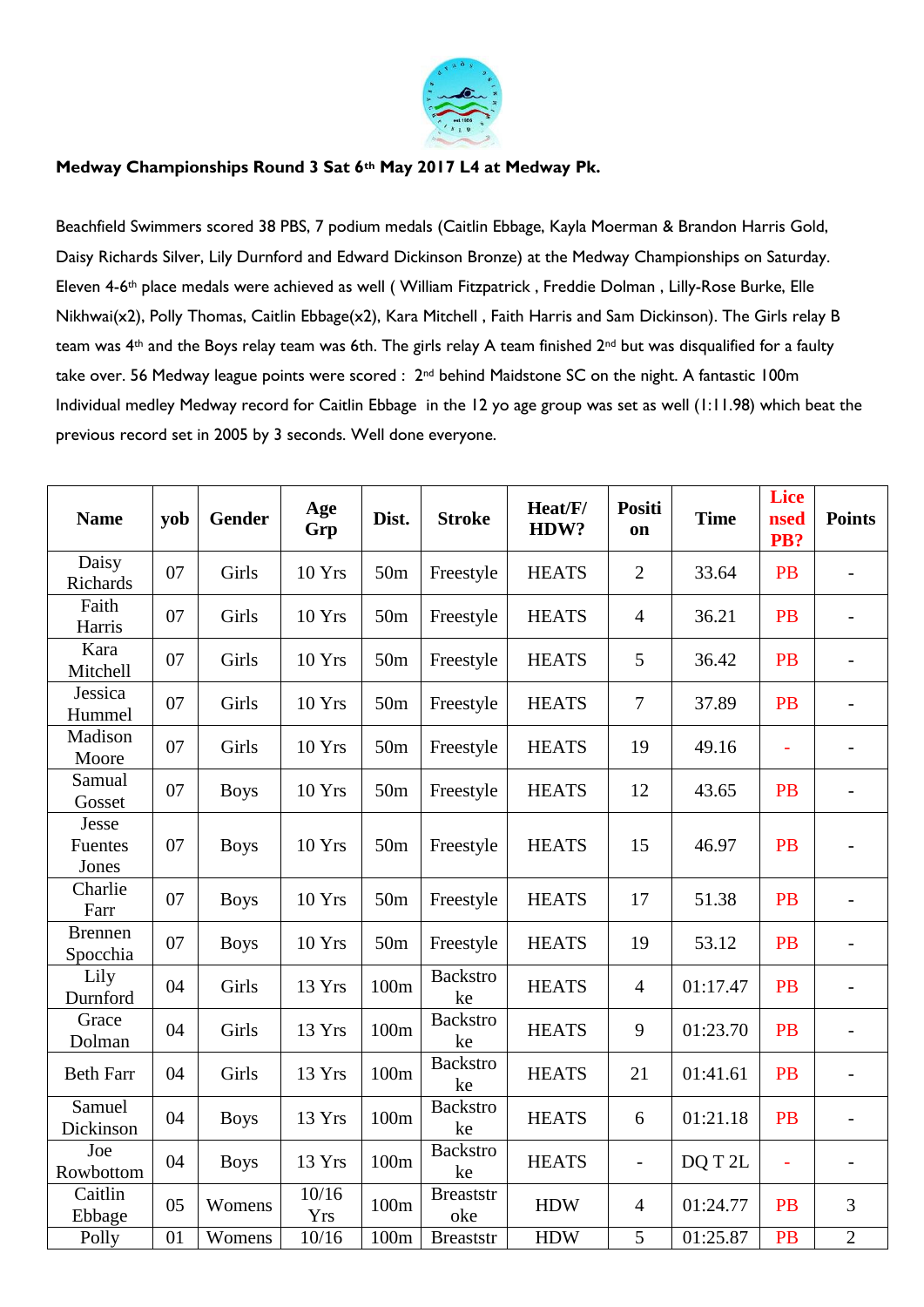**Medway Championships Round 3 Sat 6th May 2017 L4 at Medway Pk.**

Beachfield Swimmers scored 38 PBS, 7 podium medals (Caitlin Ebbage, Kayla Moerman & Brandon Harris Gold, Daisy Richards Silver, Lily Durnford and Edward Dickinson Bronze) at the Medway Championships on Saturday. Eleven 4-6th place medals were achieved as well ( William Fitzpatrick , Freddie Dolman , Lilly-Rose Burke, Elle Nikhwai(x2), Polly Thomas, Caitlin Ebbage(x2), Kara Mitchell , Faith Harris and Sam Dickinson). The Girls relay B team was 4th and the Boys relay team was 6th. The girls relay A team finished 2nd but was disqualified for a faulty take over. 56 Medway league points were scored : 2nd behind Maidstone SC on the night. A fantastic 100m Individual medley Medway record for Caitlin Ebbage in the 12 yo age group was set as well (1:11.98) which beat the previous record set in 2005 by 3 seconds. Well done everyone.

| Name | yob | Gender | Age Grp | Dist. | Stroke | Heat/F/ HDW? | Position | Time | Licensed PB? | Points |
|---|---|---|---|---|---|---|---|---|---|---|
| Daisy Richards | 07 | Girls | 10 Yrs | 50m | Freestyle | HEATS | 2 | 33.64 | PB | - |
| Faith Harris | 07 | Girls | 10 Yrs | 50m | Freestyle | HEATS | 4 | 36.21 | PB | - |
| Kara Mitchell | 07 | Girls | 10 Yrs | 50m | Freestyle | HEATS | 5 | 36.42 | PB | - |
| Jessica Hummel | 07 | Girls | 10 Yrs | 50m | Freestyle | HEATS | 7 | 37.89 | PB | - |
| Madison Moore | 07 | Girls | 10 Yrs | 50m | Freestyle | HEATS | 19 | 49.16 | - | - |
| Samual Gosset | 07 | Boys | 10 Yrs | 50m | Freestyle | HEATS | 12 | 43.65 | PB | - |
| Jesse Fuentes Jones | 07 | Boys | 10 Yrs | 50m | Freestyle | HEATS | 15 | 46.97 | PB | - |
| Charlie Farr | 07 | Boys | 10 Yrs | 50m | Freestyle | HEATS | 17 | 51.38 | PB | - |
| Brennen Spocchia | 07 | Boys | 10 Yrs | 50m | Freestyle | HEATS | 19 | 53.12 | PB | - |
| Lily Durnford | 04 | Girls | 13 Yrs | 100m | Backstroke | HEATS | 4 | 01:17.47 | PB | - |
| Grace Dolman | 04 | Girls | 13 Yrs | 100m | Backstroke | HEATS | 9 | 01:23.70 | PB | - |
| Beth Farr | 04 | Girls | 13 Yrs | 100m | Backstroke | HEATS | 21 | 01:41.61 | PB | - |
| Samuel Dickinson | 04 | Boys | 13 Yrs | 100m | Backstroke | HEATS | 6 | 01:21.18 | PB | - |
| Joe Rowbottom | 04 | Boys | 13 Yrs | 100m | Backstroke | HEATS | - | DQ T 2L | - | - |
| Caitlin Ebbage | 05 | Womens | 10/16 Yrs | 100m | Breaststroke | HDW | 4 | 01:24.77 | PB | 3 |
| Polly | 01 | Womens | 10/16 | 100m | Breaststr | HDW | 5 | 01:25.87 | PB | 2 |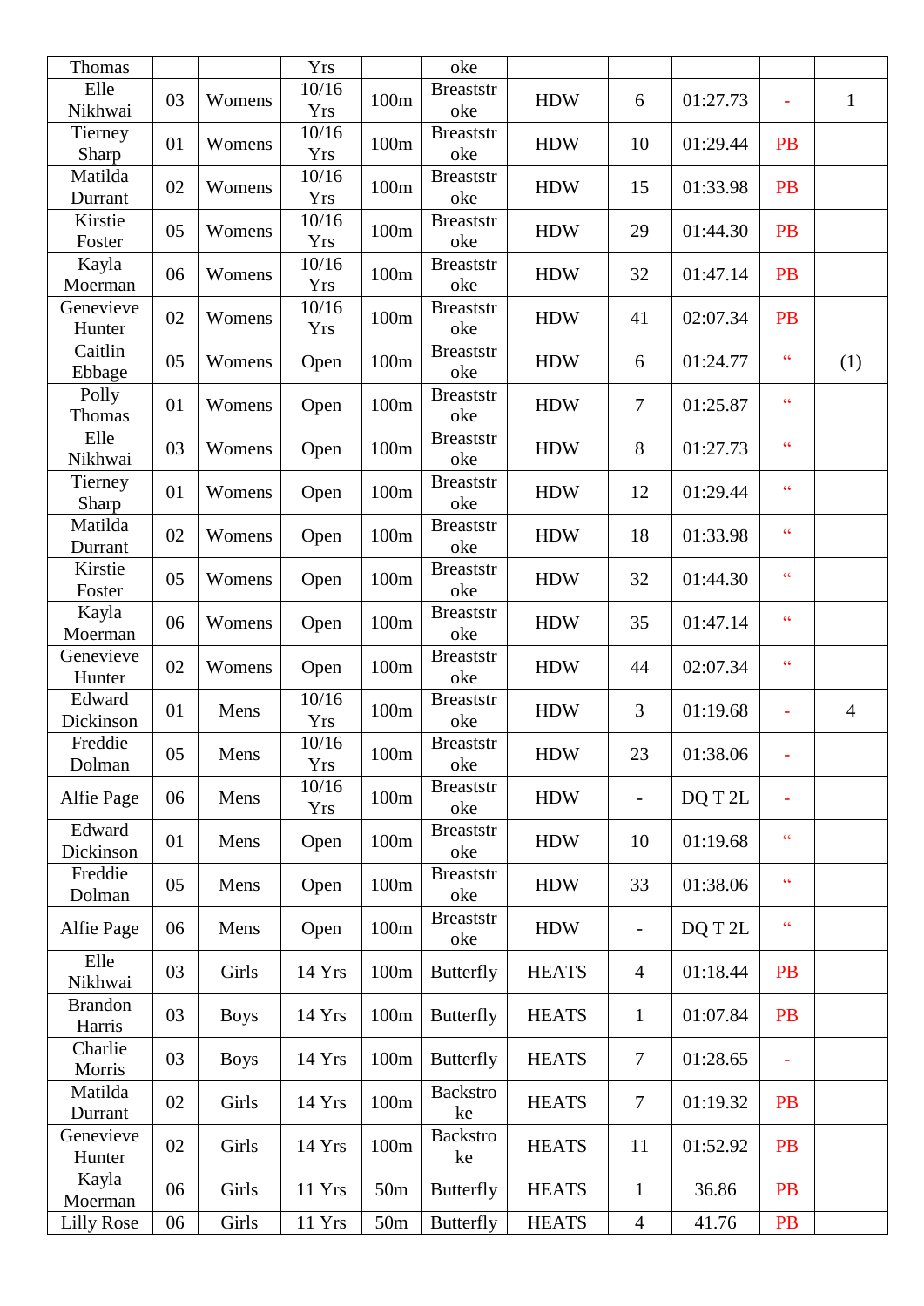| Thomas | | | Yrs | | oke | | | | | |
|---|---|---|---|---|---|---|---|---|---|---|
| Elle Nikhwai | 03 | Womens | 10/16 Yrs | 100m | Breaststroke | HDW | 6 | 01:27.73 | - | 1 |
| Tierney Sharp | 01 | Womens | 10/16 Yrs | 100m | Breaststroke | HDW | 10 | 01:29.44 | PB | |
| Matilda Durrant | 02 | Womens | 10/16 Yrs | 100m | Breaststroke | HDW | 15 | 01:33.98 | PB | |
| Kirstie Foster | 05 | Womens | 10/16 Yrs | 100m | Breaststroke | HDW | 29 | 01:44.30 | PB | |
| Kayla Moerman | 06 | Womens | 10/16 Yrs | 100m | Breaststroke | HDW | 32 | 01:47.14 | PB | |
| Genevieve Hunter | 02 | Womens | 10/16 Yrs | 100m | Breaststroke | HDW | 41 | 02:07.34 | PB | |
| Caitlin Ebbage | 05 | Womens | Open | 100m | Breaststroke | HDW | 6 | 01:24.77 | " | (1) |
| Polly Thomas | 01 | Womens | Open | 100m | Breaststroke | HDW | 7 | 01:25.87 | " | |
| Elle Nikhwai | 03 | Womens | Open | 100m | Breaststroke | HDW | 8 | 01:27.73 | " | |
| Tierney Sharp | 01 | Womens | Open | 100m | Breaststroke | HDW | 12 | 01:29.44 | " | |
| Matilda Durrant | 02 | Womens | Open | 100m | Breaststroke | HDW | 18 | 01:33.98 | " | |
| Kirstie Foster | 05 | Womens | Open | 100m | Breaststroke | HDW | 32 | 01:44.30 | " | |
| Kayla Moerman | 06 | Womens | Open | 100m | Breaststroke | HDW | 35 | 01:47.14 | " | |
| Genevieve Hunter | 02 | Womens | Open | 100m | Breaststroke | HDW | 44 | 02:07.34 | " | |
| Edward Dickinson | 01 | Mens | 10/16 Yrs | 100m | Breaststroke | HDW | 3 | 01:19.68 | - | 4 |
| Freddie Dolman | 05 | Mens | 10/16 Yrs | 100m | Breaststroke | HDW | 23 | 01:38.06 | - | |
| Alfie Page | 06 | Mens | 10/16 Yrs | 100m | Breaststroke | HDW | - | DQ T 2L | - | |
| Edward Dickinson | 01 | Mens | Open | 100m | Breaststroke | HDW | 10 | 01:19.68 | " | |
| Freddie Dolman | 05 | Mens | Open | 100m | Breaststroke | HDW | 33 | 01:38.06 | " | |
| Alfie Page | 06 | Mens | Open | 100m | Breaststroke | HDW | - | DQ T 2L | " | |
| Elle Nikhwai | 03 | Girls | 14 Yrs | 100m | Butterfly | HEATS | 4 | 01:18.44 | PB | |
| Brandon Harris | 03 | Boys | 14 Yrs | 100m | Butterfly | HEATS | 1 | 01:07.84 | PB | |
| Charlie Morris | 03 | Boys | 14 Yrs | 100m | Butterfly | HEATS | 7 | 01:28.65 | - | |
| Matilda Durrant | 02 | Girls | 14 Yrs | 100m | Backstroke | HEATS | 7 | 01:19.32 | PB | |
| Genevieve Hunter | 02 | Girls | 14 Yrs | 100m | Backstroke | HEATS | 11 | 01:52.92 | PB | |
| Kayla Moerman | 06 | Girls | 11 Yrs | 50m | Butterfly | HEATS | 1 | 36.86 | PB | |
| Lilly Rose | 06 | Girls | 11 Yrs | 50m | Butterfly | HEATS | 4 | 41.76 | PB | |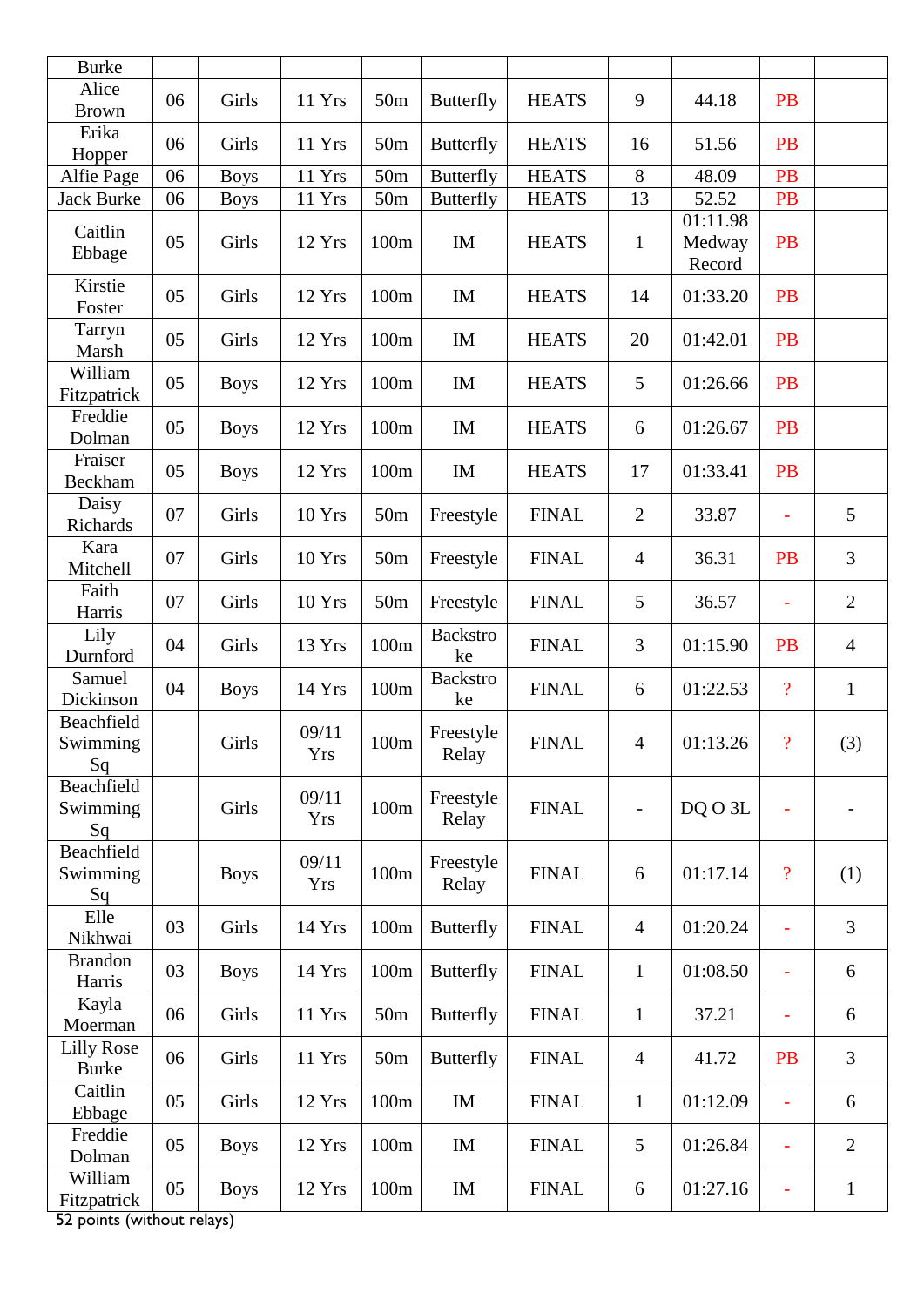| | | | | | | | | | | |
|---|---|---|---|---|---|---|---|---|---|---|
| Burke | | | | | | | | | | |
| Alice Brown | 06 | Girls | 11 Yrs | 50m | Butterfly | HEATS | 9 | 44.18 | PB | |
| Erika Hopper | 06 | Girls | 11 Yrs | 50m | Butterfly | HEATS | 16 | 51.56 | PB | |
| Alfie Page | 06 | Boys | 11 Yrs | 50m | Butterfly | HEATS | 8 | 48.09 | PB | |
| Jack Burke | 06 | Boys | 11 Yrs | 50m | Butterfly | HEATS | 13 | 52.52 | PB | |
| Caitlin Ebbage | 05 | Girls | 12 Yrs | 100m | IM | HEATS | 1 | 01:11.98 Medway Record | PB | |
| Kirstie Foster | 05 | Girls | 12 Yrs | 100m | IM | HEATS | 14 | 01:33.20 | PB | |
| Tarryn Marsh | 05 | Girls | 12 Yrs | 100m | IM | HEATS | 20 | 01:42.01 | PB | |
| William Fitzpatrick | 05 | Boys | 12 Yrs | 100m | IM | HEATS | 5 | 01:26.66 | PB | |
| Freddie Dolman | 05 | Boys | 12 Yrs | 100m | IM | HEATS | 6 | 01:26.67 | PB | |
| Fraiser Beckham | 05 | Boys | 12 Yrs | 100m | IM | HEATS | 17 | 01:33.41 | PB | |
| Daisy Richards | 07 | Girls | 10 Yrs | 50m | Freestyle | FINAL | 2 | 33.87 | - | 5 |
| Kara Mitchell | 07 | Girls | 10 Yrs | 50m | Freestyle | FINAL | 4 | 36.31 | PB | 3 |
| Faith Harris | 07 | Girls | 10 Yrs | 50m | Freestyle | FINAL | 5 | 36.57 | - | 2 |
| Lily Durnford | 04 | Girls | 13 Yrs | 100m | Backstroke | FINAL | 3 | 01:15.90 | PB | 4 |
| Samuel Dickinson | 04 | Boys | 14 Yrs | 100m | Backstroke | FINAL | 6 | 01:22.53 | ? | 1 |
| Beachfield Swimming Sq | | Girls | 09/11 Yrs | 100m | Freestyle Relay | FINAL | 4 | 01:13.26 | ? | (3) |
| Beachfield Swimming Sq | | Girls | 09/11 Yrs | 100m | Freestyle Relay | FINAL | - | DQ O 3L | - | - |
| Beachfield Swimming Sq | | Boys | 09/11 Yrs | 100m | Freestyle Relay | FINAL | 6 | 01:17.14 | ? | (1) |
| Elle Nikhwai | 03 | Girls | 14 Yrs | 100m | Butterfly | FINAL | 4 | 01:20.24 | - | 3 |
| Brandon Harris | 03 | Boys | 14 Yrs | 100m | Butterfly | FINAL | 1 | 01:08.50 | - | 6 |
| Kayla Moerman | 06 | Girls | 11 Yrs | 50m | Butterfly | FINAL | 1 | 37.21 | - | 6 |
| Lilly Rose Burke | 06 | Girls | 11 Yrs | 50m | Butterfly | FINAL | 4 | 41.72 | PB | 3 |
| Caitlin Ebbage | 05 | Girls | 12 Yrs | 100m | IM | FINAL | 1 | 01:12.09 | - | 6 |
| Freddie Dolman | 05 | Boys | 12 Yrs | 100m | IM | FINAL | 5 | 01:26.84 | - | 2 |
| William Fitzpatrick | 05 | Boys | 12 Yrs | 100m | IM | FINAL | 6 | 01:27.16 | - | 1 |

52 points (without relays)